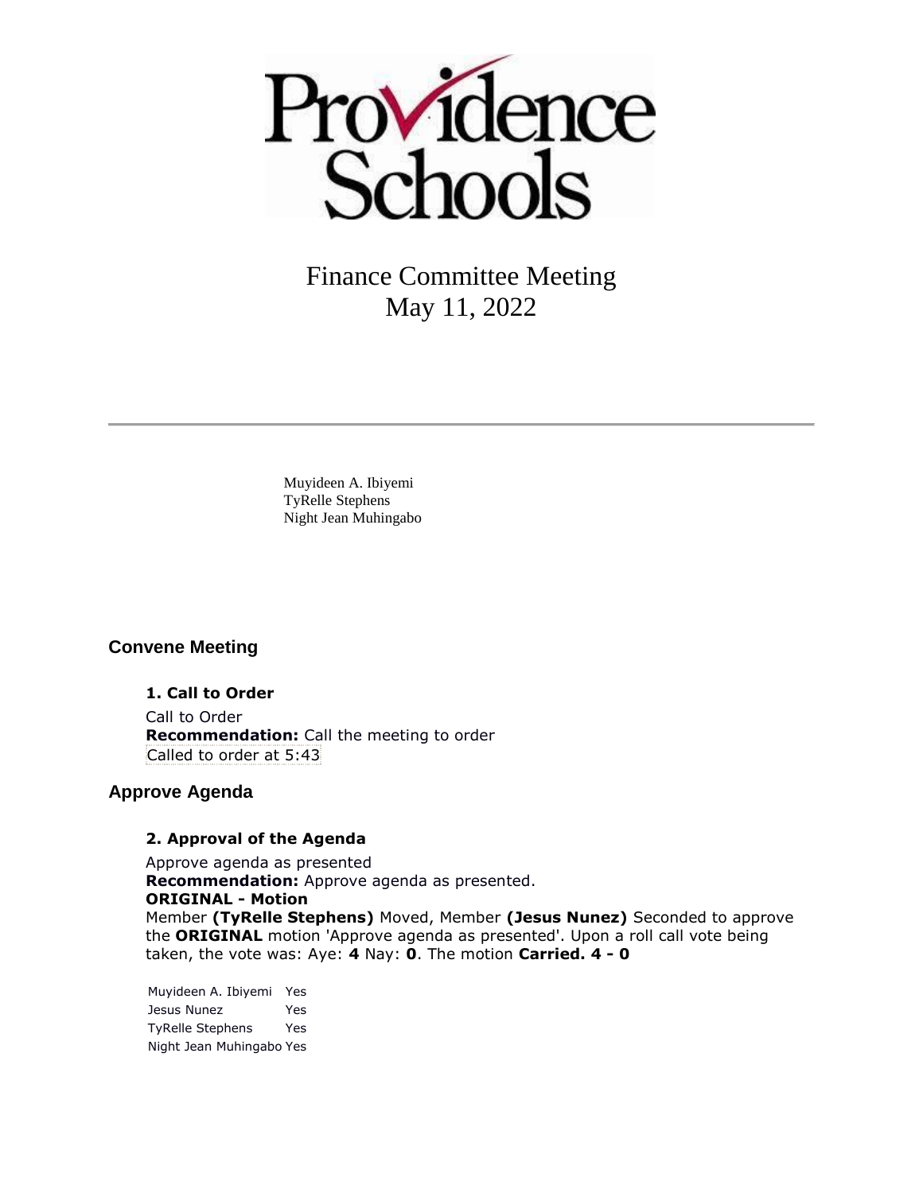Providence Schools

# Finance Committee Meeting
May 11, 2022

---

Muyideen A. Ibiyemi
TyRelle Stephens
Night Jean Muhingabo

## Convene Meeting

### 1. Call to Order

Call to Order
**Recommendation:** Call the meeting to order
Called to order at 5:43

## Approve Agenda

### 2. Approval of the Agenda

Approve agenda as presented
**Recommendation:** Approve agenda as presented.
**ORIGINAL - Motion**
Member **(TyRelle Stephens)** Moved, Member **(Jesus Nunez)** Seconded to approve the **ORIGINAL** motion 'Approve agenda as presented'. Upon a roll call vote being taken, the vote was: Aye: **4** Nay: **0**. The motion **Carried. 4 - 0**

| | |
|---|---|
| Muyideen A. Ibiyemi | Yes |
| Jesus Nunez | Yes |
| TyRelle Stephens | Yes |
| Night Jean Muhingabo | Yes |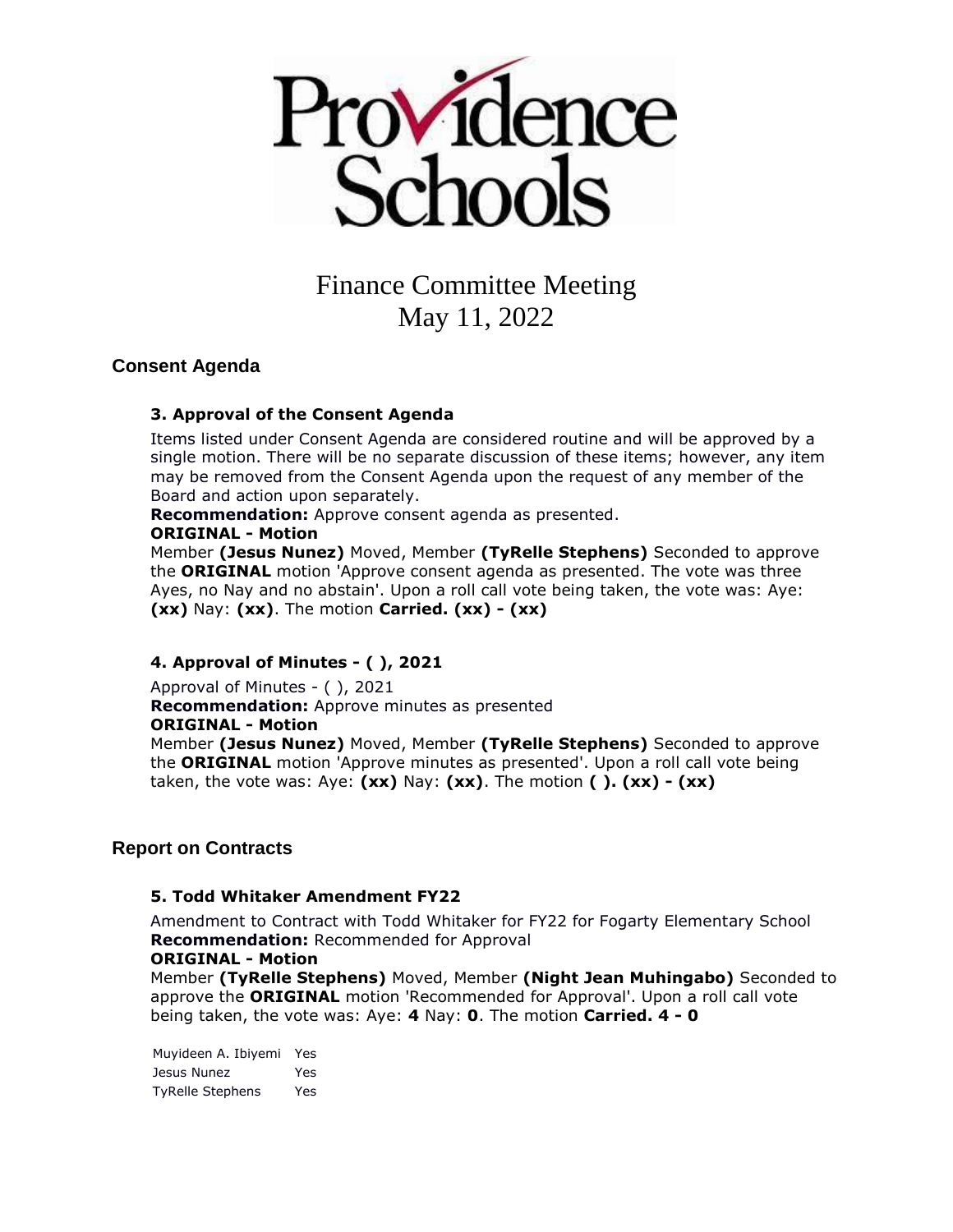# Providence Schools

# Finance Committee Meeting
# May 11, 2022

## Consent Agenda

### 3. Approval of the Consent Agenda

Items listed under Consent Agenda are considered routine and will be approved by a single motion. There will be no separate discussion of these items; however, any item may be removed from the Consent Agenda upon the request of any member of the Board and action upon separately.

**Recommendation:** Approve consent agenda as presented.

**ORIGINAL - Motion**

Member **(Jesus Nunez)** Moved, Member **(TyRelle Stephens)** Seconded to approve the **ORIGINAL** motion 'Approve consent agenda as presented. The vote was three Ayes, no Nay and no abstain'. Upon a roll call vote being taken, the vote was: Aye: **(xx)** Nay: **(xx)**. The motion **Carried. (xx) - (xx)**

### 4. Approval of Minutes - ( ), 2021

Approval of Minutes - ( ), 2021

**Recommendation:** Approve minutes as presented

**ORIGINAL - Motion**

Member **(Jesus Nunez)** Moved, Member **(TyRelle Stephens)** Seconded to approve the **ORIGINAL** motion 'Approve minutes as presented'. Upon a roll call vote being taken, the vote was: Aye: **(xx)** Nay: **(xx)**. The motion **( ). (xx) - (xx)**

## Report on Contracts

### 5. Todd Whitaker Amendment FY22

Amendment to Contract with Todd Whitaker for FY22 for Fogarty Elementary School

**Recommendation:** Recommended for Approval

**ORIGINAL - Motion**

Member **(TyRelle Stephens)** Moved, Member **(Night Jean Muhingabo)** Seconded to approve the **ORIGINAL** motion 'Recommended for Approval'. Upon a roll call vote being taken, the vote was: Aye: **4** Nay: **0**. The motion **Carried. 4 - 0**

| | |
|---|---|
| Muyideen A. Ibiyemi | Yes |
| Jesus Nunez | Yes |
| TyRelle Stephens | Yes |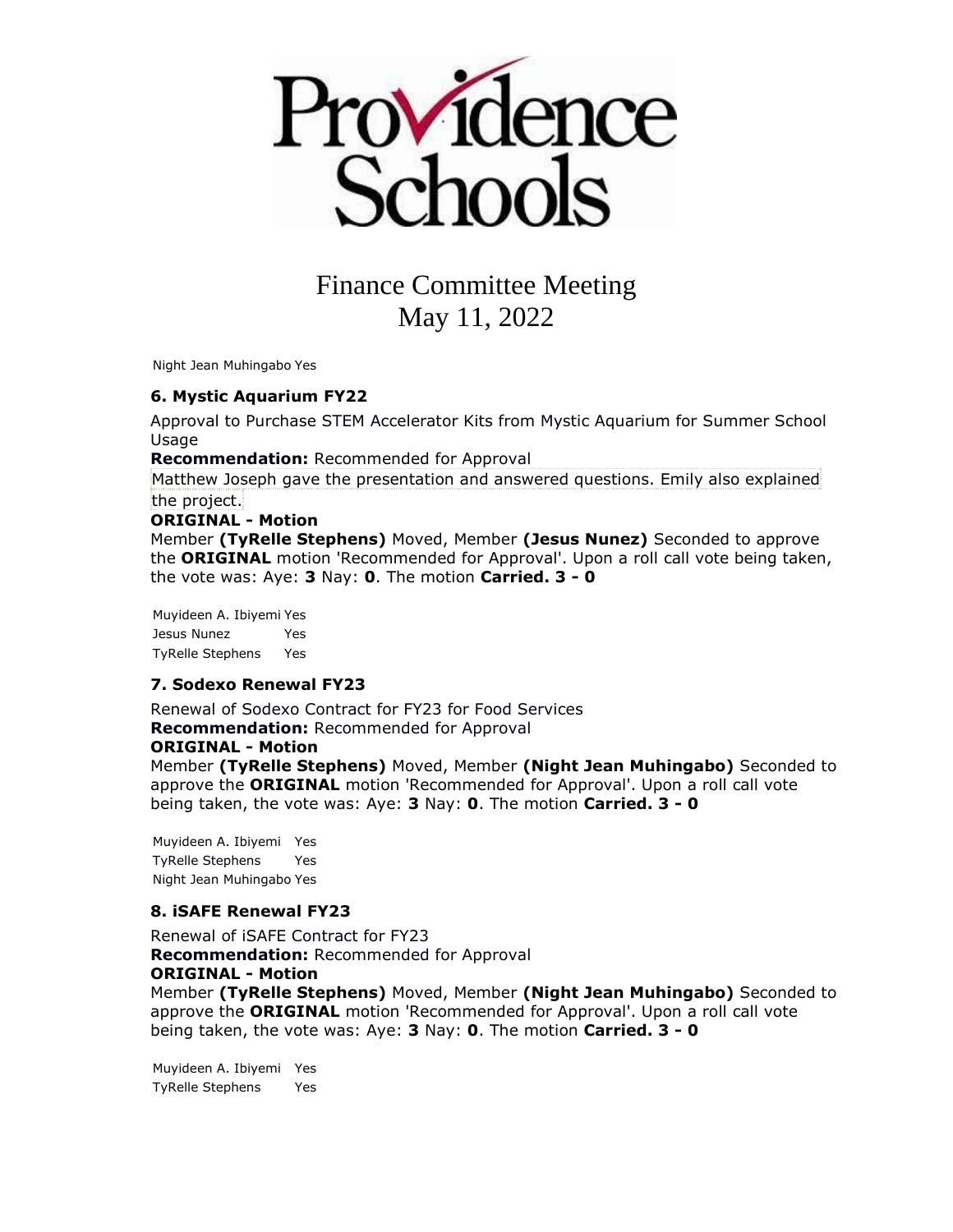# Providence Schools

## Finance Committee Meeting
## May 11, 2022

| | |
|---|---|
| Night Jean Muhingabo | Yes |

### 6. Mystic Aquarium FY22

Approval to Purchase STEM Accelerator Kits from Mystic Aquarium for Summer School Usage

**Recommendation:** Recommended for Approval

Matthew Joseph gave the presentation and answered questions. Emily also explained the project.

**ORIGINAL - Motion**

Member **(TyRelle Stephens)** Moved, Member **(Jesus Nunez)** Seconded to approve the **ORIGINAL** motion 'Recommended for Approval'. Upon a roll call vote being taken, the vote was: Aye: **3** Nay: **0**. The motion **Carried. 3 - 0**

| | |
|---|---|
| Muyideen A. Ibiyemi | Yes |
| Jesus Nunez | Yes |
| TyRelle Stephens | Yes |

### 7. Sodexo Renewal FY23

Renewal of Sodexo Contract for FY23 for Food Services

**Recommendation:** Recommended for Approval

**ORIGINAL - Motion**

Member **(TyRelle Stephens)** Moved, Member **(Night Jean Muhingabo)** Seconded to approve the **ORIGINAL** motion 'Recommended for Approval'. Upon a roll call vote being taken, the vote was: Aye: **3** Nay: **0**. The motion **Carried. 3 - 0**

| | |
|---|---|
| Muyideen A. Ibiyemi | Yes |
| TyRelle Stephens | Yes |
| Night Jean Muhingabo | Yes |

### 8. iSAFE Renewal FY23

Renewal of iSAFE Contract for FY23

**Recommendation:** Recommended for Approval

**ORIGINAL - Motion**

Member **(TyRelle Stephens)** Moved, Member **(Night Jean Muhingabo)** Seconded to approve the **ORIGINAL** motion 'Recommended for Approval'. Upon a roll call vote being taken, the vote was: Aye: **3** Nay: **0**. The motion **Carried. 3 - 0**

| | |
|---|---|
| Muyideen A. Ibiyemi | Yes |
| TyRelle Stephens | Yes |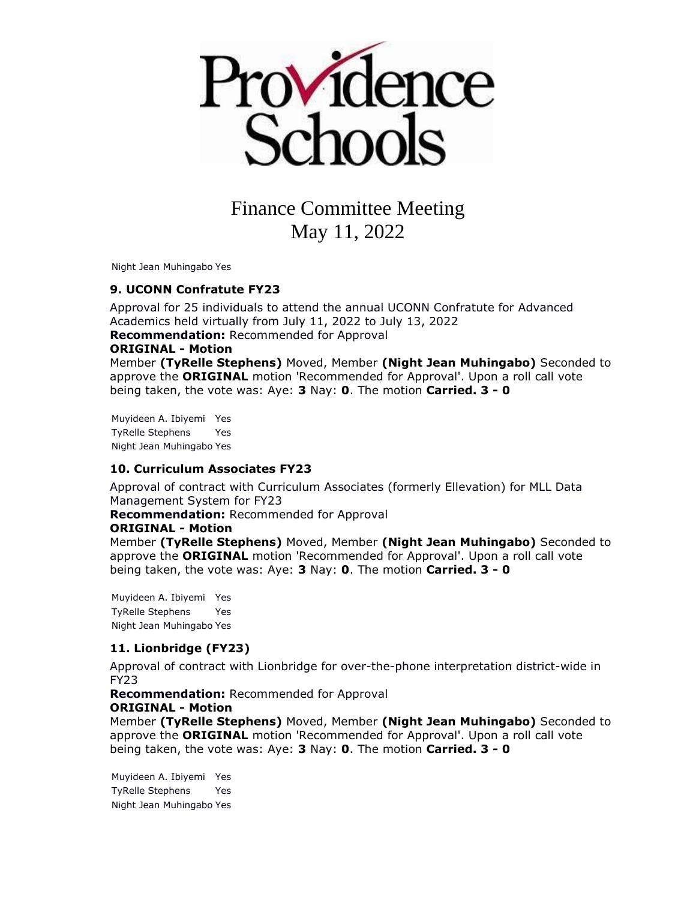# Finance Committee Meeting
## May 11, 2022

Night Jean Muhingabo Yes

### 9. UCONN Confratute FY23

Approval for 25 individuals to attend the annual UCONN Confratute for Advanced Academics held virtually from July 11, 2022 to July 13, 2022

**Recommendation:** Recommended for Approval

**ORIGINAL - Motion**

Member **(TyRelle Stephens)** Moved, Member **(Night Jean Muhingabo)** Seconded to approve the **ORIGINAL** motion 'Recommended for Approval'. Upon a roll call vote being taken, the vote was: Aye: **3** Nay: **0**. The motion **Carried. 3 - 0**

| | |
|---|---|
| Muyideen A. Ibiyemi | Yes |
| TyRelle Stephens | Yes |
| Night Jean Muhingabo | Yes |

### 10. Curriculum Associates FY23

Approval of contract with Curriculum Associates (formerly Ellevation) for MLL Data Management System for FY23

**Recommendation:** Recommended for Approval

**ORIGINAL - Motion**

Member **(TyRelle Stephens)** Moved, Member **(Night Jean Muhingabo)** Seconded to approve the **ORIGINAL** motion 'Recommended for Approval'. Upon a roll call vote being taken, the vote was: Aye: **3** Nay: **0**. The motion **Carried. 3 - 0**

| | |
|---|---|
| Muyideen A. Ibiyemi | Yes |
| TyRelle Stephens | Yes |
| Night Jean Muhingabo | Yes |

### 11. Lionbridge (FY23)

Approval of contract with Lionbridge for over-the-phone interpretation district-wide in FY23

**Recommendation:** Recommended for Approval

**ORIGINAL - Motion**

Member **(TyRelle Stephens)** Moved, Member **(Night Jean Muhingabo)** Seconded to approve the **ORIGINAL** motion 'Recommended for Approval'. Upon a roll call vote being taken, the vote was: Aye: **3** Nay: **0**. The motion **Carried. 3 - 0**

| | |
|---|---|
| Muyideen A. Ibiyemi | Yes |
| TyRelle Stephens | Yes |
| Night Jean Muhingabo | Yes |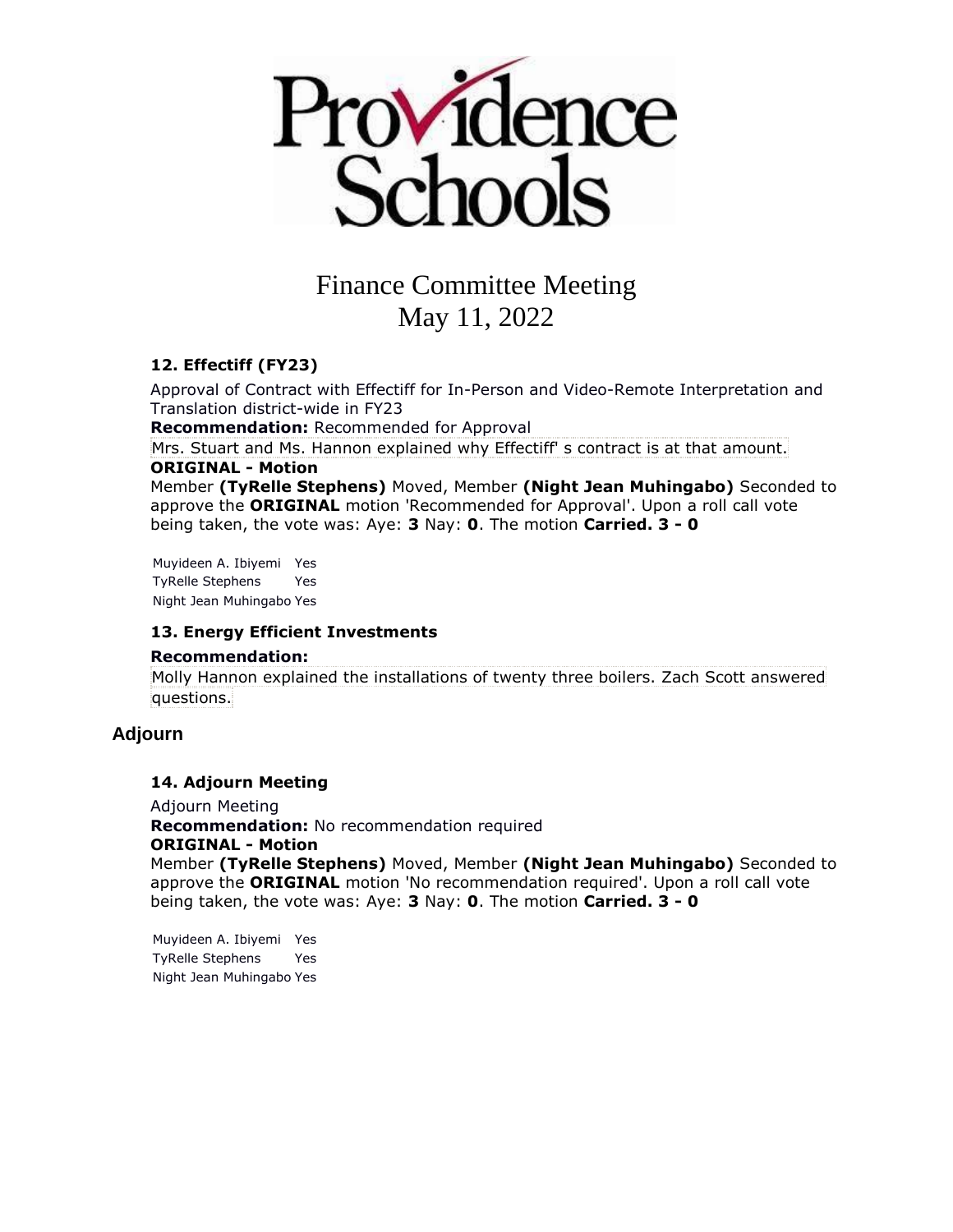# Providence Schools

Finance Committee Meeting
May 11, 2022

### 12. Effectiff (FY23)

Approval of Contract with Effectiff for In-Person and Video-Remote Interpretation and Translation district-wide in FY23

**Recommendation:** Recommended for Approval

Mrs. Stuart and Ms. Hannon explained why Effectiff' s contract is at that amount.

**ORIGINAL - Motion**

Member **(TyRelle Stephens)** Moved, Member **(Night Jean Muhingabo)** Seconded to approve the **ORIGINAL** motion 'Recommended for Approval'. Upon a roll call vote being taken, the vote was: Aye: **3** Nay: **0**. The motion **Carried. 3 - 0**

| | |
|---|---|
| Muyideen A. Ibiyemi | Yes |
| TyRelle Stephens | Yes |
| Night Jean Muhingabo | Yes |

### 13. Energy Efficient Investments

**Recommendation:**

Molly Hannon explained the installations of twenty three boilers. Zach Scott answered questions.

## Adjourn

### 14. Adjourn Meeting

Adjourn Meeting

**Recommendation:** No recommendation required

**ORIGINAL - Motion**

Member **(TyRelle Stephens)** Moved, Member **(Night Jean Muhingabo)** Seconded to approve the **ORIGINAL** motion 'No recommendation required'. Upon a roll call vote being taken, the vote was: Aye: **3** Nay: **0**. The motion **Carried. 3 - 0**

| | |
|---|---|
| Muyideen A. Ibiyemi | Yes |
| TyRelle Stephens | Yes |
| Night Jean Muhingabo | Yes |